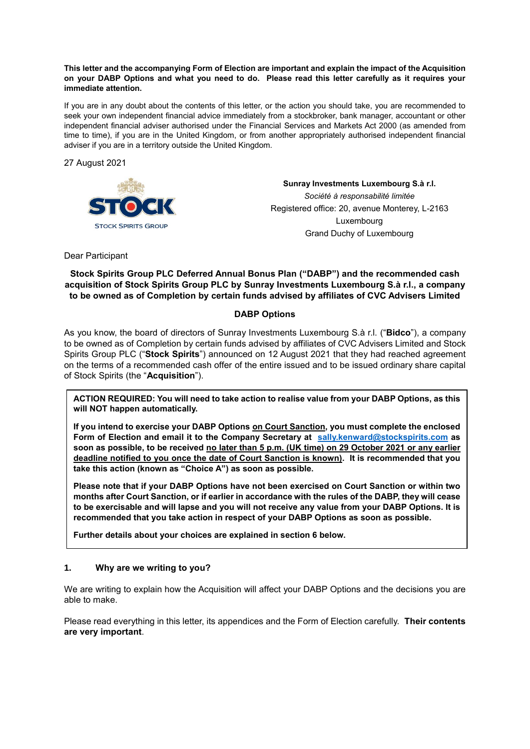**This letter and the accompanying Form of Election are important and explain the impact of the Acquisition on your DABP Options and what you need to do. Please read this letter carefully as it requires your immediate attention.**

If you are in any doubt about the contents of this letter, or the action you should take, you are recommended to seek your own independent financial advice immediately from a stockbroker, bank manager, accountant or other independent financial adviser authorised under the Financial Services and Markets Act 2000 (as amended from time to time), if you are in the United Kingdom, or from another appropriately authorised independent financial adviser if you are in a territory outside the United Kingdom.

27 August 2021

STOCK
STOCK SPIRITS GROUP

**Sunray Investments Luxembourg S.à r.l.**
*Société à responsabilité limitée*
Registered office: 20, avenue Monterey, L-2163
Luxembourg
Grand Duchy of Luxembourg

Dear Participant

**Stock Spirits Group PLC Deferred Annual Bonus Plan ("DABP") and the recommended cash acquisition of Stock Spirits Group PLC by Sunray Investments Luxembourg S.à r.l., a company to be owned as of Completion by certain funds advised by affiliates of CVC Advisers Limited**

**DABP Options**

As you know, the board of directors of Sunray Investments Luxembourg S.à r.l. ("**Bidco**"), a company to be owned as of Completion by certain funds advised by affiliates of CVC Advisers Limited and Stock Spirits Group PLC ("**Stock Spirits**") announced on 12 August 2021 that they had reached agreement on the terms of a recommended cash offer of the entire issued and to be issued ordinary share capital of Stock Spirits (the "**Acquisition**").

**ACTION REQUIRED: You will need to take action to realise value from your DABP Options, as this will NOT happen automatically.**

**If you intend to exercise your DABP Options <u>on Court Sanction</u>, you must complete the enclosed Form of Election and email it to the Company Secretary at [sally.kenward@stockspirits.com](mailto:sally.kenward@stockspirits.com) as soon as possible, to be received <u>no later than 5 p.m. (UK time) on 29 October 2021 or any earlier deadline notified to you once the date of Court Sanction is known)</u>. It is recommended that you take this action (known as "Choice A") as soon as possible.**

**Please note that if your DABP Options have not been exercised on Court Sanction or within two months after Court Sanction, or if earlier in accordance with the rules of the DABP, they will cease to be exercisable and will lapse and you will not receive any value from your DABP Options. It is recommended that you take action in respect of your DABP Options as soon as possible.**

**Further details about your choices are explained in section 6 below.**

## 1. Why are we writing to you?

We are writing to explain how the Acquisition will affect your DABP Options and the decisions you are able to make.

Please read everything in this letter, its appendices and the Form of Election carefully. **Their contents are very important**.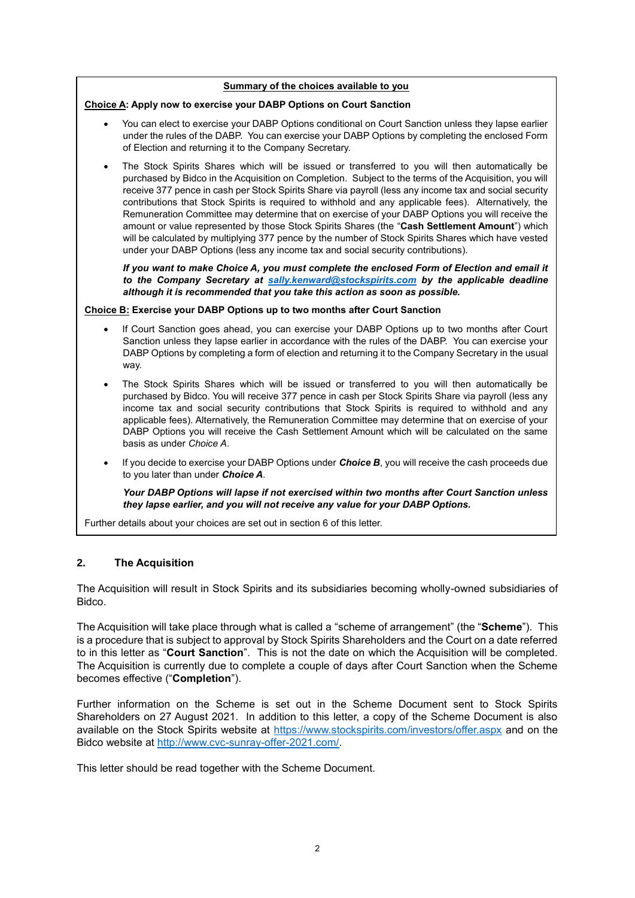**<u>Summary of the choices available to you</u>**

**<u>Choice A</u>: Apply now to exercise your DABP Options on Court Sanction**

- You can elect to exercise your DABP Options conditional on Court Sanction unless they lapse earlier under the rules of the DABP. You can exercise your DABP Options by completing the enclosed Form of Election and returning it to the Company Secretary.
- The Stock Spirits Shares which will be issued or transferred to you will then automatically be purchased by Bidco in the Acquisition on Completion. Subject to the terms of the Acquisition, you will receive 377 pence in cash per Stock Spirits Share via payroll (less any income tax and social security contributions that Stock Spirits is required to withhold and any applicable fees). Alternatively, the Remuneration Committee may determine that on exercise of your DABP Options you will receive the amount or value represented by those Stock Spirits Shares (the "**Cash Settlement Amount**") which will be calculated by multiplying 377 pence by the number of Stock Spirits Shares which have vested under your DABP Options (less any income tax and social security contributions).

  ***If you want to make Choice A, you must complete the enclosed Form of Election and email it to the Company Secretary at sally.kenward@stockspirits.com by the applicable deadline although it is recommended that you take this action as soon as possible.***

**<u>Choice B:</u> Exercise your DABP Options up to two months after Court Sanction**

- If Court Sanction goes ahead, you can exercise your DABP Options up to two months after Court Sanction unless they lapse earlier in accordance with the rules of the DABP. You can exercise your DABP Options by completing a form of election and returning it to the Company Secretary in the usual way.
- The Stock Spirits Shares which will be issued or transferred to you will then automatically be purchased by Bidco. You will receive 377 pence in cash per Stock Spirits Share via payroll (less any income tax and social security contributions that Stock Spirits is required to withhold and any applicable fees). Alternatively, the Remuneration Committee may determine that on exercise of your DABP Options you will receive the Cash Settlement Amount which will be calculated on the same basis as under *Choice A*.
- If you decide to exercise your DABP Options under ***Choice B***, you will receive the cash proceeds due to you later than under ***Choice A***.

  ***Your DABP Options will lapse if not exercised within two months after Court Sanction unless they lapse earlier, and you will not receive any value for your DABP Options.***

Further details about your choices are set out in section 6 of this letter.

## 2. The Acquisition

The Acquisition will result in Stock Spirits and its subsidiaries becoming wholly-owned subsidiaries of Bidco.

The Acquisition will take place through what is called a "scheme of arrangement" (the "**Scheme**"). This is a procedure that is subject to approval by Stock Spirits Shareholders and the Court on a date referred to in this letter as "**Court Sanction**". This is not the date on which the Acquisition will be completed. The Acquisition is currently due to complete a couple of days after Court Sanction when the Scheme becomes effective ("**Completion**").

Further information on the Scheme is set out in the Scheme Document sent to Stock Spirits Shareholders on 27 August 2021. In addition to this letter, a copy of the Scheme Document is also available on the Stock Spirits website at https://www.stockspirits.com/investors/offer.aspx and on the Bidco website at http://www.cvc-sunray-offer-2021.com/.

This letter should be read together with the Scheme Document.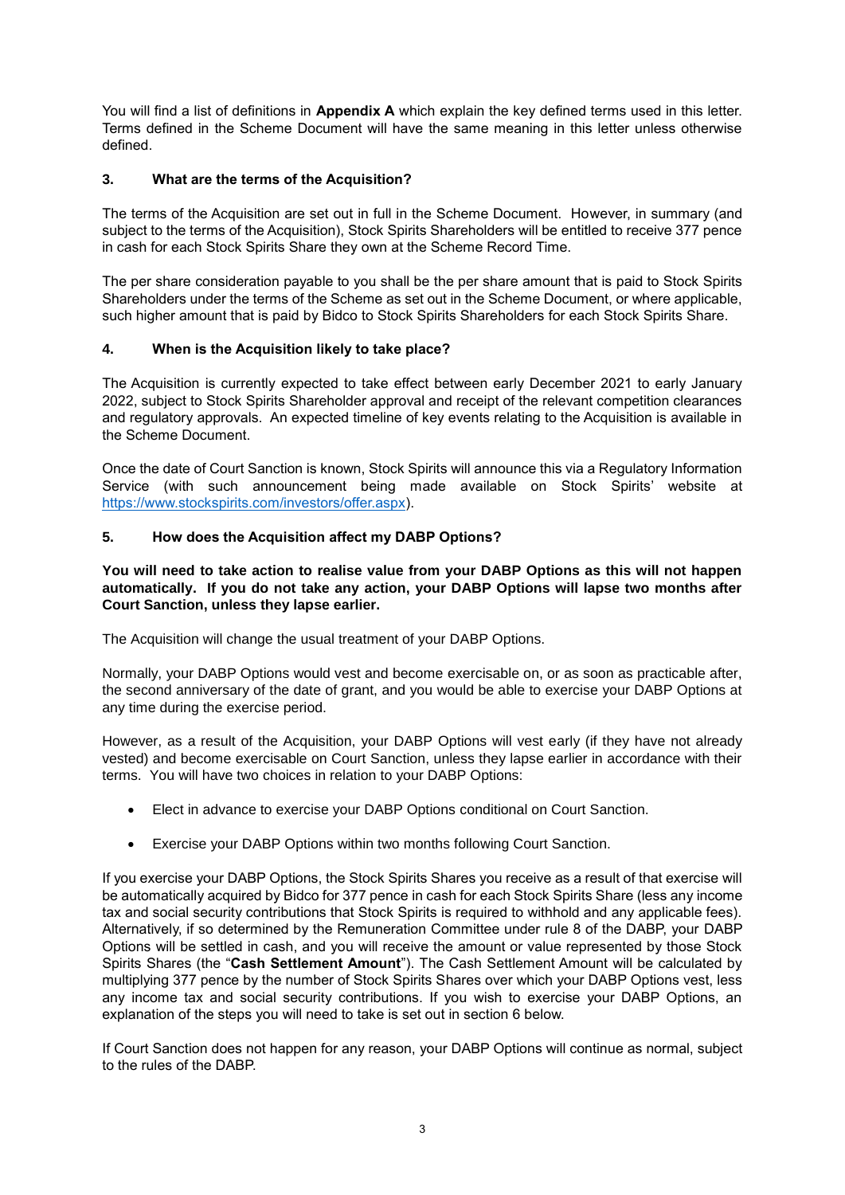You will find a list of definitions in **Appendix A** which explain the key defined terms used in this letter. Terms defined in the Scheme Document will have the same meaning in this letter unless otherwise defined.

## 3. What are the terms of the Acquisition?

The terms of the Acquisition are set out in full in the Scheme Document. However, in summary (and subject to the terms of the Acquisition), Stock Spirits Shareholders will be entitled to receive 377 pence in cash for each Stock Spirits Share they own at the Scheme Record Time.

The per share consideration payable to you shall be the per share amount that is paid to Stock Spirits Shareholders under the terms of the Scheme as set out in the Scheme Document, or where applicable, such higher amount that is paid by Bidco to Stock Spirits Shareholders for each Stock Spirits Share.

## 4. When is the Acquisition likely to take place?

The Acquisition is currently expected to take effect between early December 2021 to early January 2022, subject to Stock Spirits Shareholder approval and receipt of the relevant competition clearances and regulatory approvals. An expected timeline of key events relating to the Acquisition is available in the Scheme Document.

Once the date of Court Sanction is known, Stock Spirits will announce this via a Regulatory Information Service (with such announcement being made available on Stock Spirits' website at https://www.stockspirits.com/investors/offer.aspx).

## 5. How does the Acquisition affect my DABP Options?

**You will need to take action to realise value from your DABP Options as this will not happen automatically. If you do not take any action, your DABP Options will lapse two months after Court Sanction, unless they lapse earlier.**

The Acquisition will change the usual treatment of your DABP Options.

Normally, your DABP Options would vest and become exercisable on, or as soon as practicable after, the second anniversary of the date of grant, and you would be able to exercise your DABP Options at any time during the exercise period.

However, as a result of the Acquisition, your DABP Options will vest early (if they have not already vested) and become exercisable on Court Sanction, unless they lapse earlier in accordance with their terms. You will have two choices in relation to your DABP Options:

- Elect in advance to exercise your DABP Options conditional on Court Sanction.
- Exercise your DABP Options within two months following Court Sanction.

If you exercise your DABP Options, the Stock Spirits Shares you receive as a result of that exercise will be automatically acquired by Bidco for 377 pence in cash for each Stock Spirits Share (less any income tax and social security contributions that Stock Spirits is required to withhold and any applicable fees). Alternatively, if so determined by the Remuneration Committee under rule 8 of the DABP, your DABP Options will be settled in cash, and you will receive the amount or value represented by those Stock Spirits Shares (the "**Cash Settlement Amount**"). The Cash Settlement Amount will be calculated by multiplying 377 pence by the number of Stock Spirits Shares over which your DABP Options vest, less any income tax and social security contributions. If you wish to exercise your DABP Options, an explanation of the steps you will need to take is set out in section 6 below.

If Court Sanction does not happen for any reason, your DABP Options will continue as normal, subject to the rules of the DABP.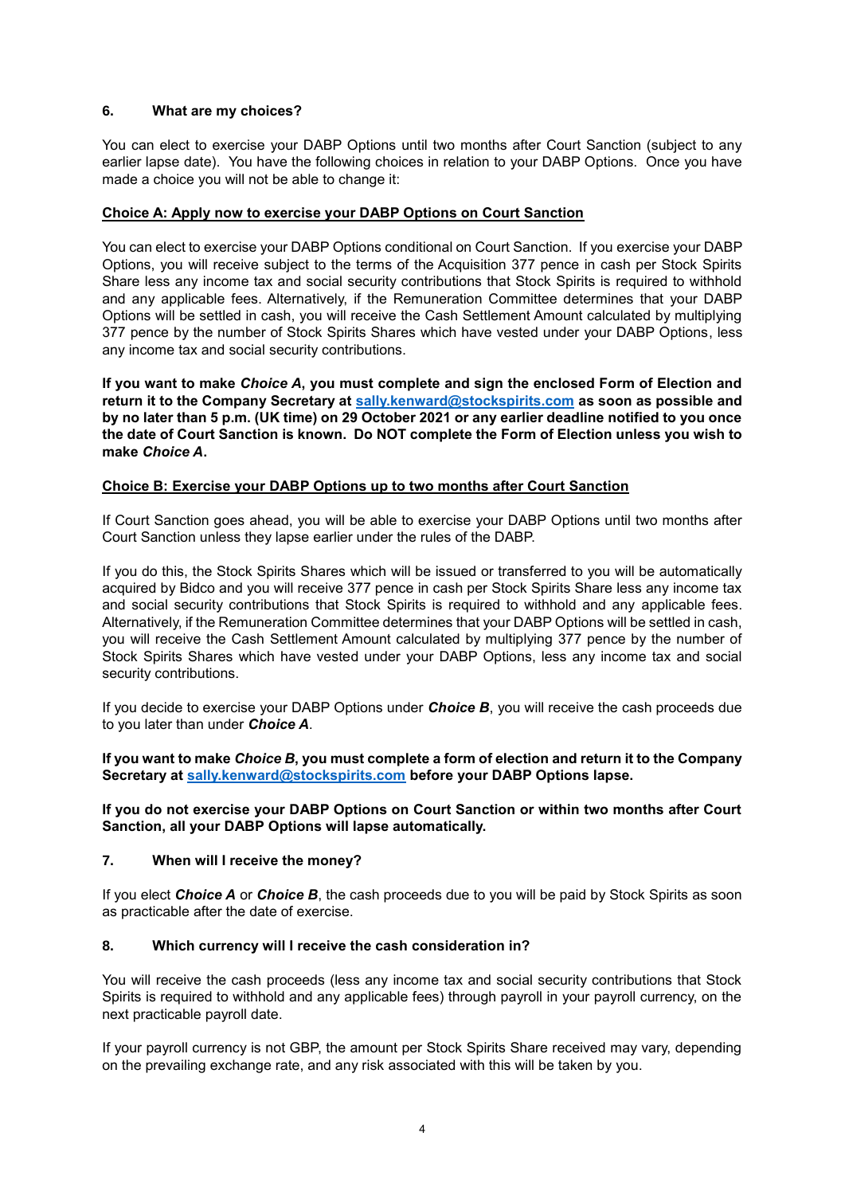## 6. What are my choices?

You can elect to exercise your DABP Options until two months after Court Sanction (subject to any earlier lapse date). You have the following choices in relation to your DABP Options. Once you have made a choice you will not be able to change it:

**Choice A: Apply now to exercise your DABP Options on Court Sanction**

You can elect to exercise your DABP Options conditional on Court Sanction. If you exercise your DABP Options, you will receive subject to the terms of the Acquisition 377 pence in cash per Stock Spirits Share less any income tax and social security contributions that Stock Spirits is required to withhold and any applicable fees. Alternatively, if the Remuneration Committee determines that your DABP Options will be settled in cash, you will receive the Cash Settlement Amount calculated by multiplying 377 pence by the number of Stock Spirits Shares which have vested under your DABP Options, less any income tax and social security contributions.

**If you want to make *Choice A*, you must complete and sign the enclosed Form of Election and return it to the Company Secretary at sally.kenward@stockspirits.com as soon as possible and by no later than 5 p.m. (UK time) on 29 October 2021 or any earlier deadline notified to you once the date of Court Sanction is known. Do NOT complete the Form of Election unless you wish to make *Choice A*.**

**Choice B: Exercise your DABP Options up to two months after Court Sanction**

If Court Sanction goes ahead, you will be able to exercise your DABP Options until two months after Court Sanction unless they lapse earlier under the rules of the DABP.

If you do this, the Stock Spirits Shares which will be issued or transferred to you will be automatically acquired by Bidco and you will receive 377 pence in cash per Stock Spirits Share less any income tax and social security contributions that Stock Spirits is required to withhold and any applicable fees. Alternatively, if the Remuneration Committee determines that your DABP Options will be settled in cash, you will receive the Cash Settlement Amount calculated by multiplying 377 pence by the number of Stock Spirits Shares which have vested under your DABP Options, less any income tax and social security contributions.

If you decide to exercise your DABP Options under ***Choice B***, you will receive the cash proceeds due to you later than under ***Choice A***.

**If you want to make *Choice B*, you must complete a form of election and return it to the Company Secretary at sally.kenward@stockspirits.com before your DABP Options lapse.**

**If you do not exercise your DABP Options on Court Sanction or within two months after Court Sanction, all your DABP Options will lapse automatically.**

## 7. When will I receive the money?

If you elect ***Choice A*** or ***Choice B***, the cash proceeds due to you will be paid by Stock Spirits as soon as practicable after the date of exercise.

## 8. Which currency will I receive the cash consideration in?

You will receive the cash proceeds (less any income tax and social security contributions that Stock Spirits is required to withhold and any applicable fees) through payroll in your payroll currency, on the next practicable payroll date.

If your payroll currency is not GBP, the amount per Stock Spirits Share received may vary, depending on the prevailing exchange rate, and any risk associated with this will be taken by you.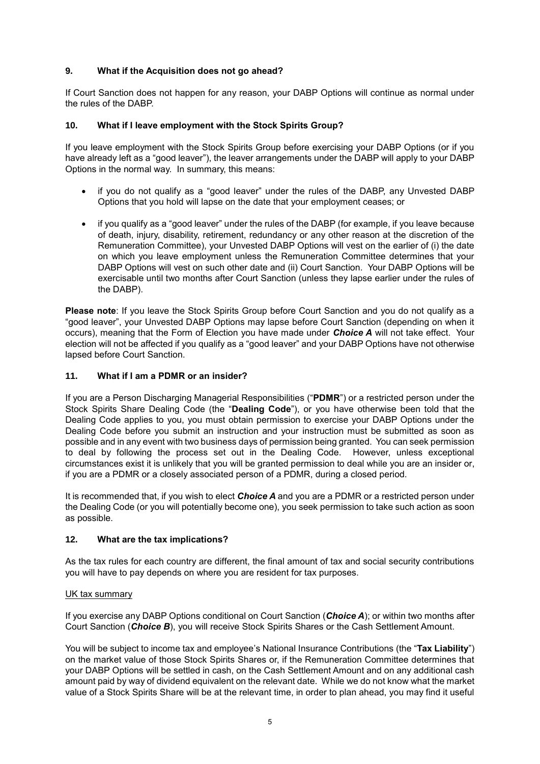## 9. What if the Acquisition does not go ahead?

If Court Sanction does not happen for any reason, your DABP Options will continue as normal under the rules of the DABP.

## 10. What if I leave employment with the Stock Spirits Group?

If you leave employment with the Stock Spirits Group before exercising your DABP Options (or if you have already left as a "good leaver"), the leaver arrangements under the DABP will apply to your DABP Options in the normal way. In summary, this means:

- if you do not qualify as a "good leaver" under the rules of the DABP, any Unvested DABP Options that you hold will lapse on the date that your employment ceases; or
- if you qualify as a "good leaver" under the rules of the DABP (for example, if you leave because of death, injury, disability, retirement, redundancy or any other reason at the discretion of the Remuneration Committee), your Unvested DABP Options will vest on the earlier of (i) the date on which you leave employment unless the Remuneration Committee determines that your DABP Options will vest on such other date and (ii) Court Sanction. Your DABP Options will be exercisable until two months after Court Sanction (unless they lapse earlier under the rules of the DABP).

**Please note**: If you leave the Stock Spirits Group before Court Sanction and you do not qualify as a "good leaver", your Unvested DABP Options may lapse before Court Sanction (depending on when it occurs), meaning that the Form of Election you have made under ***Choice A*** will not take effect. Your election will not be affected if you qualify as a "good leaver" and your DABP Options have not otherwise lapsed before Court Sanction.

## 11. What if I am a PDMR or an insider?

If you are a Person Discharging Managerial Responsibilities ("**PDMR**") or a restricted person under the Stock Spirits Share Dealing Code (the "**Dealing Code**"), or you have otherwise been told that the Dealing Code applies to you, you must obtain permission to exercise your DABP Options under the Dealing Code before you submit an instruction and your instruction must be submitted as soon as possible and in any event with two business days of permission being granted. You can seek permission to deal by following the process set out in the Dealing Code. However, unless exceptional circumstances exist it is unlikely that you will be granted permission to deal while you are an insider or, if you are a PDMR or a closely associated person of a PDMR, during a closed period.

It is recommended that, if you wish to elect ***Choice A*** and you are a PDMR or a restricted person under the Dealing Code (or you will potentially become one), you seek permission to take such action as soon as possible.

## 12. What are the tax implications?

As the tax rules for each country are different, the final amount of tax and social security contributions you will have to pay depends on where you are resident for tax purposes.

UK tax summary

If you exercise any DABP Options conditional on Court Sanction (***Choice A***); or within two months after Court Sanction (***Choice B***), you will receive Stock Spirits Shares or the Cash Settlement Amount.

You will be subject to income tax and employee's National Insurance Contributions (the "**Tax Liability**") on the market value of those Stock Spirits Shares or, if the Remuneration Committee determines that your DABP Options will be settled in cash, on the Cash Settlement Amount and on any additional cash amount paid by way of dividend equivalent on the relevant date. While we do not know what the market value of a Stock Spirits Share will be at the relevant time, in order to plan ahead, you may find it useful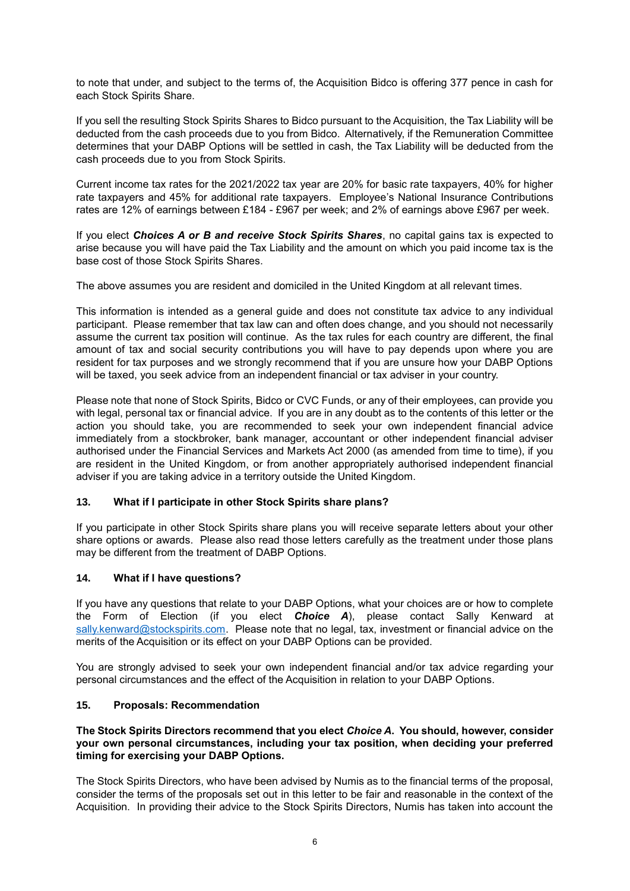to note that under, and subject to the terms of, the Acquisition Bidco is offering 377 pence in cash for each Stock Spirits Share.

If you sell the resulting Stock Spirits Shares to Bidco pursuant to the Acquisition, the Tax Liability will be deducted from the cash proceeds due to you from Bidco. Alternatively, if the Remuneration Committee determines that your DABP Options will be settled in cash, the Tax Liability will be deducted from the cash proceeds due to you from Stock Spirits.

Current income tax rates for the 2021/2022 tax year are 20% for basic rate taxpayers, 40% for higher rate taxpayers and 45% for additional rate taxpayers. Employee's National Insurance Contributions rates are 12% of earnings between £184 - £967 per week; and 2% of earnings above £967 per week.

If you elect ***Choices A or B and receive Stock Spirits Shares***, no capital gains tax is expected to arise because you will have paid the Tax Liability and the amount on which you paid income tax is the base cost of those Stock Spirits Shares.

The above assumes you are resident and domiciled in the United Kingdom at all relevant times.

This information is intended as a general guide and does not constitute tax advice to any individual participant. Please remember that tax law can and often does change, and you should not necessarily assume the current tax position will continue. As the tax rules for each country are different, the final amount of tax and social security contributions you will have to pay depends upon where you are resident for tax purposes and we strongly recommend that if you are unsure how your DABP Options will be taxed, you seek advice from an independent financial or tax adviser in your country.

Please note that none of Stock Spirits, Bidco or CVC Funds, or any of their employees, can provide you with legal, personal tax or financial advice. If you are in any doubt as to the contents of this letter or the action you should take, you are recommended to seek your own independent financial advice immediately from a stockbroker, bank manager, accountant or other independent financial adviser authorised under the Financial Services and Markets Act 2000 (as amended from time to time), if you are resident in the United Kingdom, or from another appropriately authorised independent financial adviser if you are taking advice in a territory outside the United Kingdom.

## 13. What if I participate in other Stock Spirits share plans?

If you participate in other Stock Spirits share plans you will receive separate letters about your other share options or awards. Please also read those letters carefully as the treatment under those plans may be different from the treatment of DABP Options.

## 14. What if I have questions?

If you have any questions that relate to your DABP Options, what your choices are or how to complete the Form of Election (if you elect ***Choice A***), please contact Sally Kenward at sally.kenward@stockspirits.com. Please note that no legal, tax, investment or financial advice on the merits of the Acquisition or its effect on your DABP Options can be provided.

You are strongly advised to seek your own independent financial and/or tax advice regarding your personal circumstances and the effect of the Acquisition in relation to your DABP Options.

## 15. Proposals: Recommendation

**The Stock Spirits Directors recommend that you elect *Choice A*. You should, however, consider your own personal circumstances, including your tax position, when deciding your preferred timing for exercising your DABP Options.**

The Stock Spirits Directors, who have been advised by Numis as to the financial terms of the proposal, consider the terms of the proposals set out in this letter to be fair and reasonable in the context of the Acquisition. In providing their advice to the Stock Spirits Directors, Numis has taken into account the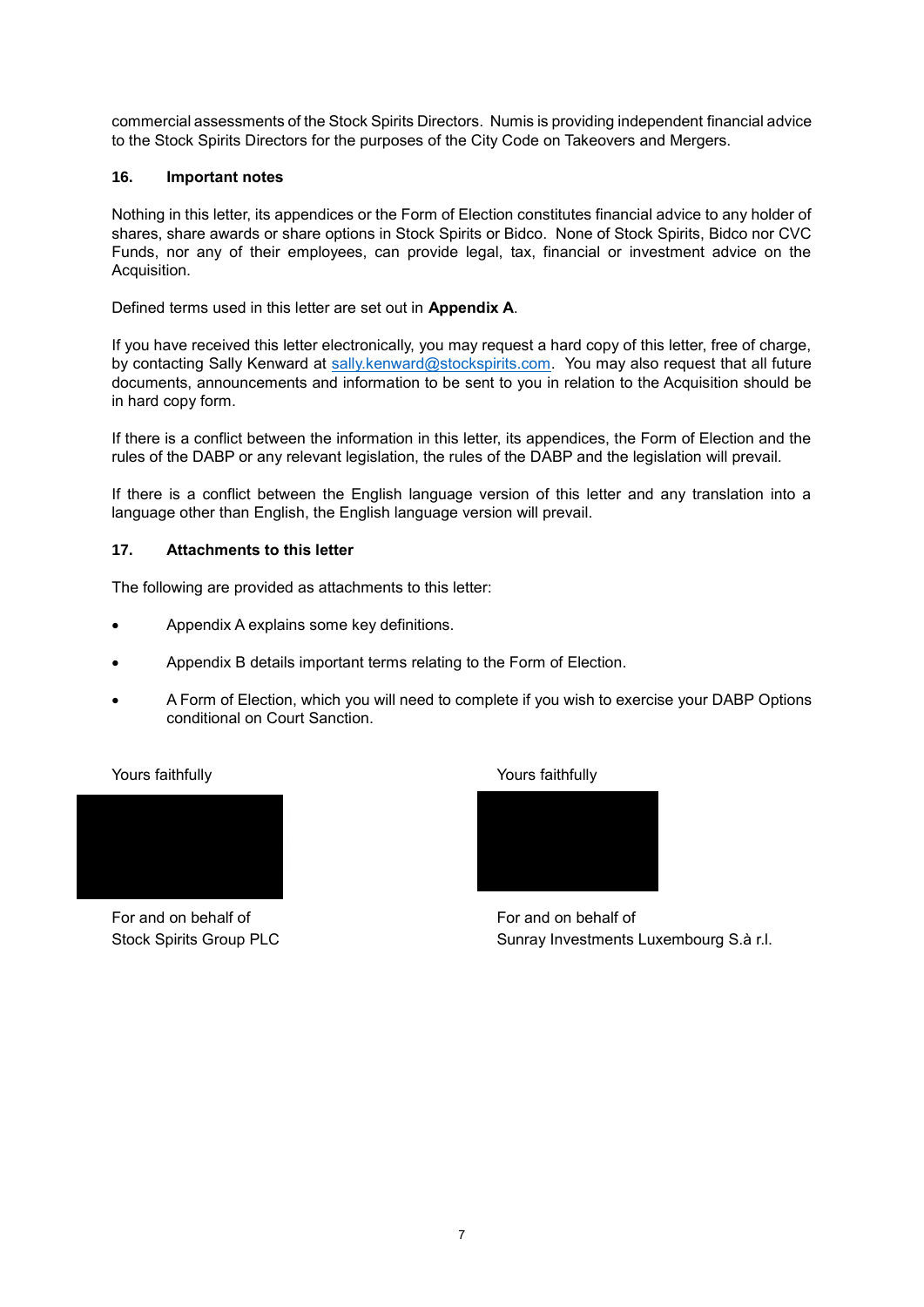commercial assessments of the Stock Spirits Directors. Numis is providing independent financial advice to the Stock Spirits Directors for the purposes of the City Code on Takeovers and Mergers.

### 16. Important notes

Nothing in this letter, its appendices or the Form of Election constitutes financial advice to any holder of shares, share awards or share options in Stock Spirits or Bidco. None of Stock Spirits, Bidco nor CVC Funds, nor any of their employees, can provide legal, tax, financial or investment advice on the Acquisition.

Defined terms used in this letter are set out in **Appendix A**.

If you have received this letter electronically, you may request a hard copy of this letter, free of charge, by contacting Sally Kenward at sally.kenward@stockspirits.com. You may also request that all future documents, announcements and information to be sent to you in relation to the Acquisition should be in hard copy form.

If there is a conflict between the information in this letter, its appendices, the Form of Election and the rules of the DABP or any relevant legislation, the rules of the DABP and the legislation will prevail.

If there is a conflict between the English language version of this letter and any translation into a language other than English, the English language version will prevail.

### 17. Attachments to this letter

The following are provided as attachments to this letter:

- Appendix A explains some key definitions.
- Appendix B details important terms relating to the Form of Election.
- A Form of Election, which you will need to complete if you wish to exercise your DABP Options conditional on Court Sanction.

Yours faithfully

For and on behalf of
Stock Spirits Group PLC

Yours faithfully

For and on behalf of
Sunray Investments Luxembourg S.à r.l.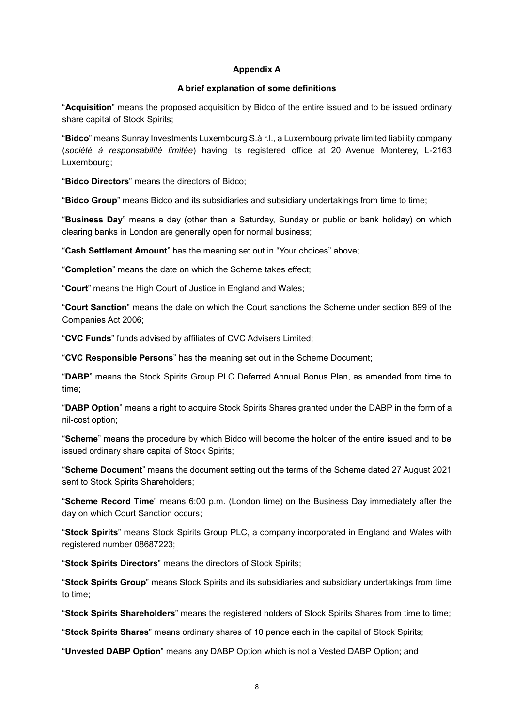**Appendix A**

**A brief explanation of some definitions**

"**Acquisition**" means the proposed acquisition by Bidco of the entire issued and to be issued ordinary share capital of Stock Spirits;

"**Bidco**" means Sunray Investments Luxembourg S.à r.l., a Luxembourg private limited liability company (*société à responsabilité limitée*) having its registered office at 20 Avenue Monterey, L-2163 Luxembourg;

"**Bidco Directors**" means the directors of Bidco;

"**Bidco Group**" means Bidco and its subsidiaries and subsidiary undertakings from time to time;

"**Business Day**" means a day (other than a Saturday, Sunday or public or bank holiday) on which clearing banks in London are generally open for normal business;

"**Cash Settlement Amount**" has the meaning set out in "Your choices" above;

"**Completion**" means the date on which the Scheme takes effect;

"**Court**" means the High Court of Justice in England and Wales;

"**Court Sanction**" means the date on which the Court sanctions the Scheme under section 899 of the Companies Act 2006;

"**CVC Funds**" funds advised by affiliates of CVC Advisers Limited;

"**CVC Responsible Persons**" has the meaning set out in the Scheme Document;

"**DABP**" means the Stock Spirits Group PLC Deferred Annual Bonus Plan, as amended from time to time;

"**DABP Option**" means a right to acquire Stock Spirits Shares granted under the DABP in the form of a nil-cost option;

"**Scheme**" means the procedure by which Bidco will become the holder of the entire issued and to be issued ordinary share capital of Stock Spirits;

"**Scheme Document**" means the document setting out the terms of the Scheme dated 27 August 2021 sent to Stock Spirits Shareholders;

"**Scheme Record Time**" means 6:00 p.m. (London time) on the Business Day immediately after the day on which Court Sanction occurs;

"**Stock Spirits**" means Stock Spirits Group PLC, a company incorporated in England and Wales with registered number 08687223;

"**Stock Spirits Directors**" means the directors of Stock Spirits;

"**Stock Spirits Group**" means Stock Spirits and its subsidiaries and subsidiary undertakings from time to time;

"**Stock Spirits Shareholders**" means the registered holders of Stock Spirits Shares from time to time;

"**Stock Spirits Shares**" means ordinary shares of 10 pence each in the capital of Stock Spirits;

"**Unvested DABP Option**" means any DABP Option which is not a Vested DABP Option; and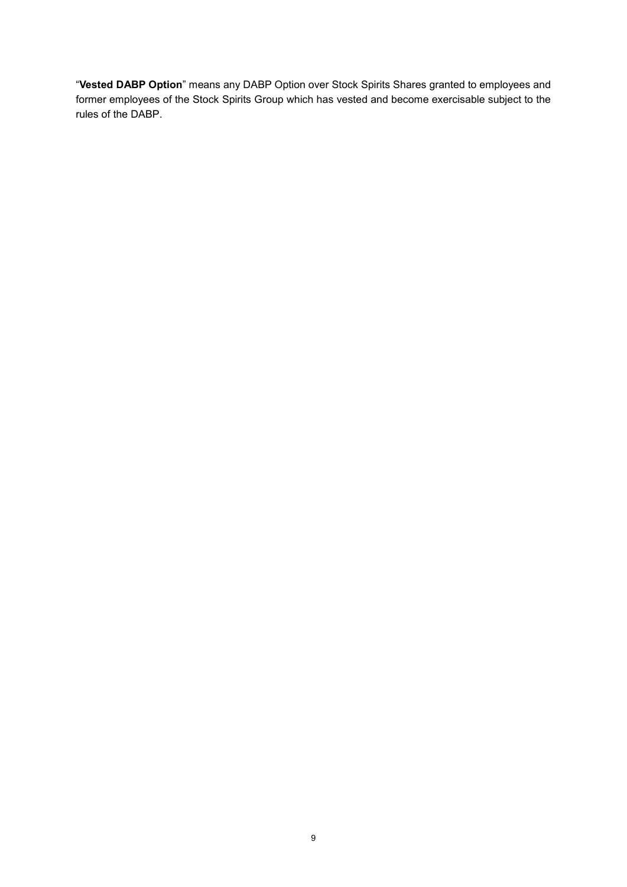"**Vested DABP Option**" means any DABP Option over Stock Spirits Shares granted to employees and former employees of the Stock Spirits Group which has vested and become exercisable subject to the rules of the DABP.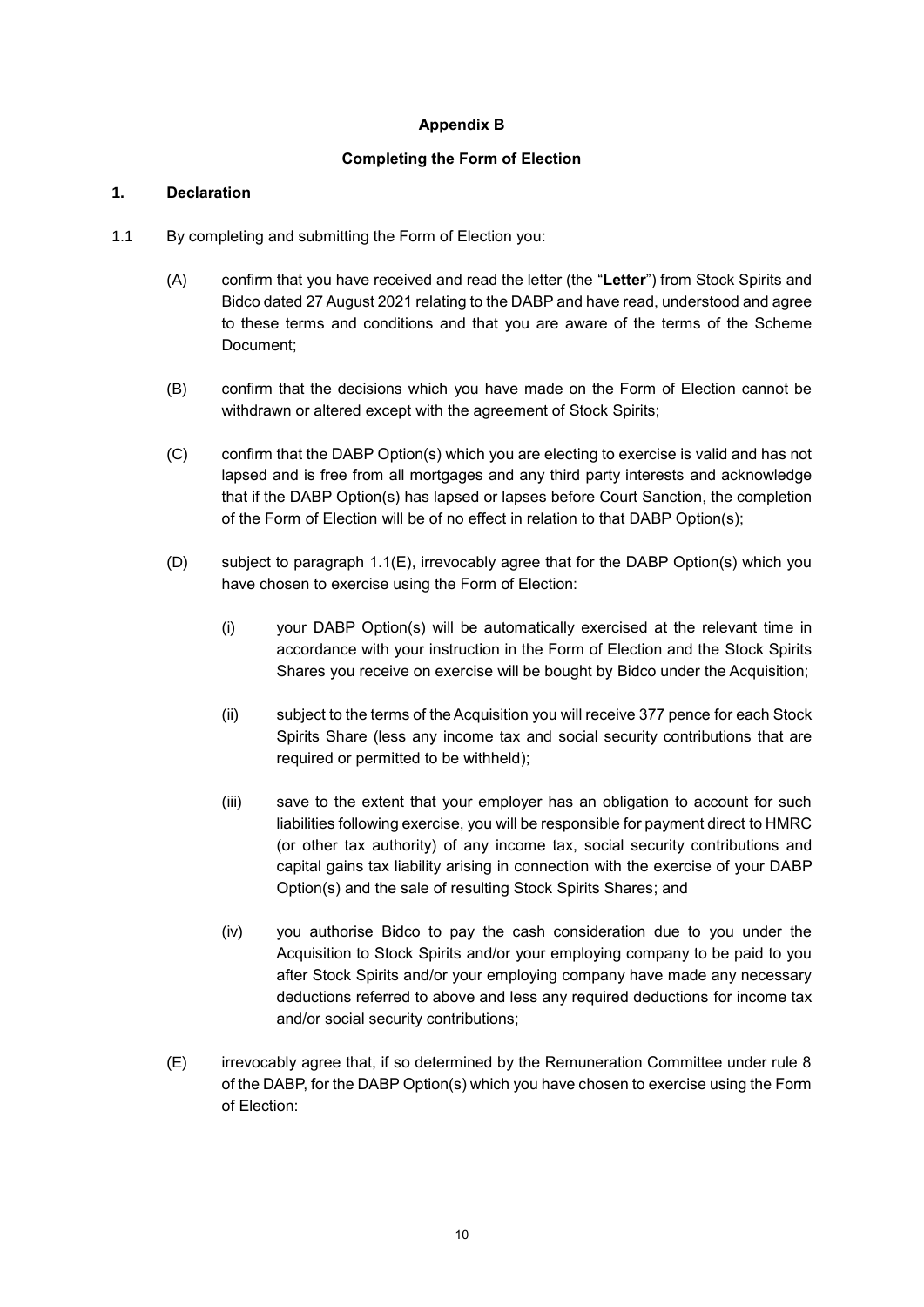**Appendix B**

**Completing the Form of Election**

**1. Declaration**

1.1 By completing and submitting the Form of Election you:

(A) confirm that you have received and read the letter (the "**Letter**") from Stock Spirits and Bidco dated 27 August 2021 relating to the DABP and have read, understood and agree to these terms and conditions and that you are aware of the terms of the Scheme Document;

(B) confirm that the decisions which you have made on the Form of Election cannot be withdrawn or altered except with the agreement of Stock Spirits;

(C) confirm that the DABP Option(s) which you are electing to exercise is valid and has not lapsed and is free from all mortgages and any third party interests and acknowledge that if the DABP Option(s) has lapsed or lapses before Court Sanction, the completion of the Form of Election will be of no effect in relation to that DABP Option(s);

(D) subject to paragraph 1.1(E), irrevocably agree that for the DABP Option(s) which you have chosen to exercise using the Form of Election:

(i) your DABP Option(s) will be automatically exercised at the relevant time in accordance with your instruction in the Form of Election and the Stock Spirits Shares you receive on exercise will be bought by Bidco under the Acquisition;

(ii) subject to the terms of the Acquisition you will receive 377 pence for each Stock Spirits Share (less any income tax and social security contributions that are required or permitted to be withheld);

(iii) save to the extent that your employer has an obligation to account for such liabilities following exercise, you will be responsible for payment direct to HMRC (or other tax authority) of any income tax, social security contributions and capital gains tax liability arising in connection with the exercise of your DABP Option(s) and the sale of resulting Stock Spirits Shares; and

(iv) you authorise Bidco to pay the cash consideration due to you under the Acquisition to Stock Spirits and/or your employing company to be paid to you after Stock Spirits and/or your employing company have made any necessary deductions referred to above and less any required deductions for income tax and/or social security contributions;

(E) irrevocably agree that, if so determined by the Remuneration Committee under rule 8 of the DABP, for the DABP Option(s) which you have chosen to exercise using the Form of Election: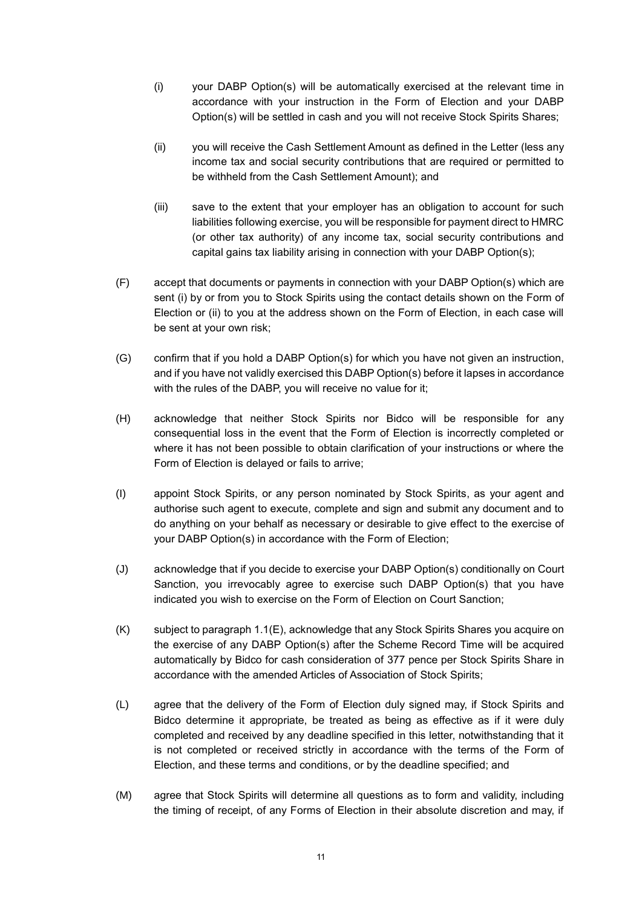(i) your DABP Option(s) will be automatically exercised at the relevant time in accordance with your instruction in the Form of Election and your DABP Option(s) will be settled in cash and you will not receive Stock Spirits Shares;

(ii) you will receive the Cash Settlement Amount as defined in the Letter (less any income tax and social security contributions that are required or permitted to be withheld from the Cash Settlement Amount); and

(iii) save to the extent that your employer has an obligation to account for such liabilities following exercise, you will be responsible for payment direct to HMRC (or other tax authority) of any income tax, social security contributions and capital gains tax liability arising in connection with your DABP Option(s);

(F) accept that documents or payments in connection with your DABP Option(s) which are sent (i) by or from you to Stock Spirits using the contact details shown on the Form of Election or (ii) to you at the address shown on the Form of Election, in each case will be sent at your own risk;

(G) confirm that if you hold a DABP Option(s) for which you have not given an instruction, and if you have not validly exercised this DABP Option(s) before it lapses in accordance with the rules of the DABP, you will receive no value for it;

(H) acknowledge that neither Stock Spirits nor Bidco will be responsible for any consequential loss in the event that the Form of Election is incorrectly completed or where it has not been possible to obtain clarification of your instructions or where the Form of Election is delayed or fails to arrive;

(I) appoint Stock Spirits, or any person nominated by Stock Spirits, as your agent and authorise such agent to execute, complete and sign and submit any document and to do anything on your behalf as necessary or desirable to give effect to the exercise of your DABP Option(s) in accordance with the Form of Election;

(J) acknowledge that if you decide to exercise your DABP Option(s) conditionally on Court Sanction, you irrevocably agree to exercise such DABP Option(s) that you have indicated you wish to exercise on the Form of Election on Court Sanction;

(K) subject to paragraph 1.1(E), acknowledge that any Stock Spirits Shares you acquire on the exercise of any DABP Option(s) after the Scheme Record Time will be acquired automatically by Bidco for cash consideration of 377 pence per Stock Spirits Share in accordance with the amended Articles of Association of Stock Spirits;

(L) agree that the delivery of the Form of Election duly signed may, if Stock Spirits and Bidco determine it appropriate, be treated as being as effective as if it were duly completed and received by any deadline specified in this letter, notwithstanding that it is not completed or received strictly in accordance with the terms of the Form of Election, and these terms and conditions, or by the deadline specified; and

(M) agree that Stock Spirits will determine all questions as to form and validity, including the timing of receipt, of any Forms of Election in their absolute discretion and may, if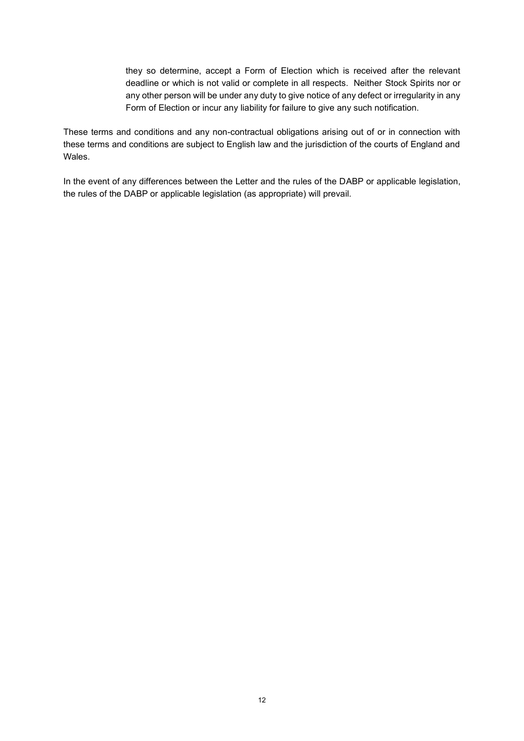they so determine, accept a Form of Election which is received after the relevant deadline or which is not valid or complete in all respects. Neither Stock Spirits nor or any other person will be under any duty to give notice of any defect or irregularity in any Form of Election or incur any liability for failure to give any such notification.

These terms and conditions and any non-contractual obligations arising out of or in connection with these terms and conditions are subject to English law and the jurisdiction of the courts of England and Wales.

In the event of any differences between the Letter and the rules of the DABP or applicable legislation, the rules of the DABP or applicable legislation (as appropriate) will prevail.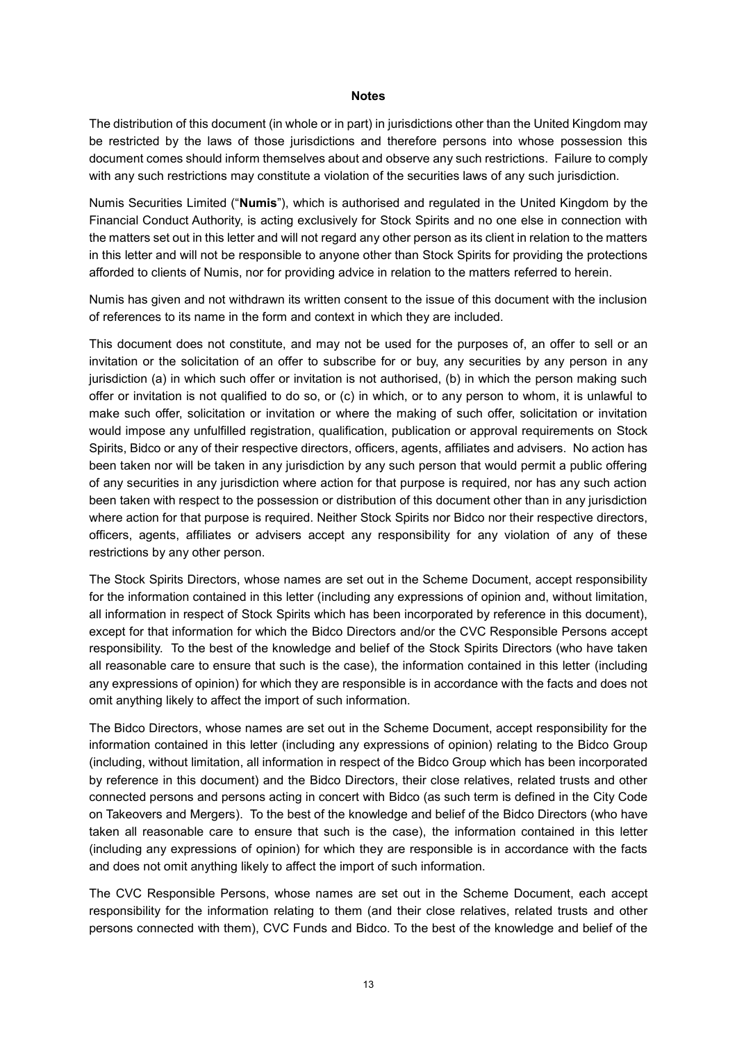## Notes

The distribution of this document (in whole or in part) in jurisdictions other than the United Kingdom may be restricted by the laws of those jurisdictions and therefore persons into whose possession this document comes should inform themselves about and observe any such restrictions. Failure to comply with any such restrictions may constitute a violation of the securities laws of any such jurisdiction.

Numis Securities Limited ("**Numis**"), which is authorised and regulated in the United Kingdom by the Financial Conduct Authority, is acting exclusively for Stock Spirits and no one else in connection with the matters set out in this letter and will not regard any other person as its client in relation to the matters in this letter and will not be responsible to anyone other than Stock Spirits for providing the protections afforded to clients of Numis, nor for providing advice in relation to the matters referred to herein.

Numis has given and not withdrawn its written consent to the issue of this document with the inclusion of references to its name in the form and context in which they are included.

This document does not constitute, and may not be used for the purposes of, an offer to sell or an invitation or the solicitation of an offer to subscribe for or buy, any securities by any person in any jurisdiction (a) in which such offer or invitation is not authorised, (b) in which the person making such offer or invitation is not qualified to do so, or (c) in which, or to any person to whom, it is unlawful to make such offer, solicitation or invitation or where the making of such offer, solicitation or invitation would impose any unfulfilled registration, qualification, publication or approval requirements on Stock Spirits, Bidco or any of their respective directors, officers, agents, affiliates and advisers. No action has been taken nor will be taken in any jurisdiction by any such person that would permit a public offering of any securities in any jurisdiction where action for that purpose is required, nor has any such action been taken with respect to the possession or distribution of this document other than in any jurisdiction where action for that purpose is required. Neither Stock Spirits nor Bidco nor their respective directors, officers, agents, affiliates or advisers accept any responsibility for any violation of any of these restrictions by any other person.

The Stock Spirits Directors, whose names are set out in the Scheme Document, accept responsibility for the information contained in this letter (including any expressions of opinion and, without limitation, all information in respect of Stock Spirits which has been incorporated by reference in this document), except for that information for which the Bidco Directors and/or the CVC Responsible Persons accept responsibility. To the best of the knowledge and belief of the Stock Spirits Directors (who have taken all reasonable care to ensure that such is the case), the information contained in this letter (including any expressions of opinion) for which they are responsible is in accordance with the facts and does not omit anything likely to affect the import of such information.

The Bidco Directors, whose names are set out in the Scheme Document, accept responsibility for the information contained in this letter (including any expressions of opinion) relating to the Bidco Group (including, without limitation, all information in respect of the Bidco Group which has been incorporated by reference in this document) and the Bidco Directors, their close relatives, related trusts and other connected persons and persons acting in concert with Bidco (as such term is defined in the City Code on Takeovers and Mergers). To the best of the knowledge and belief of the Bidco Directors (who have taken all reasonable care to ensure that such is the case), the information contained in this letter (including any expressions of opinion) for which they are responsible is in accordance with the facts and does not omit anything likely to affect the import of such information.

The CVC Responsible Persons, whose names are set out in the Scheme Document, each accept responsibility for the information relating to them (and their close relatives, related trusts and other persons connected with them), CVC Funds and Bidco. To the best of the knowledge and belief of the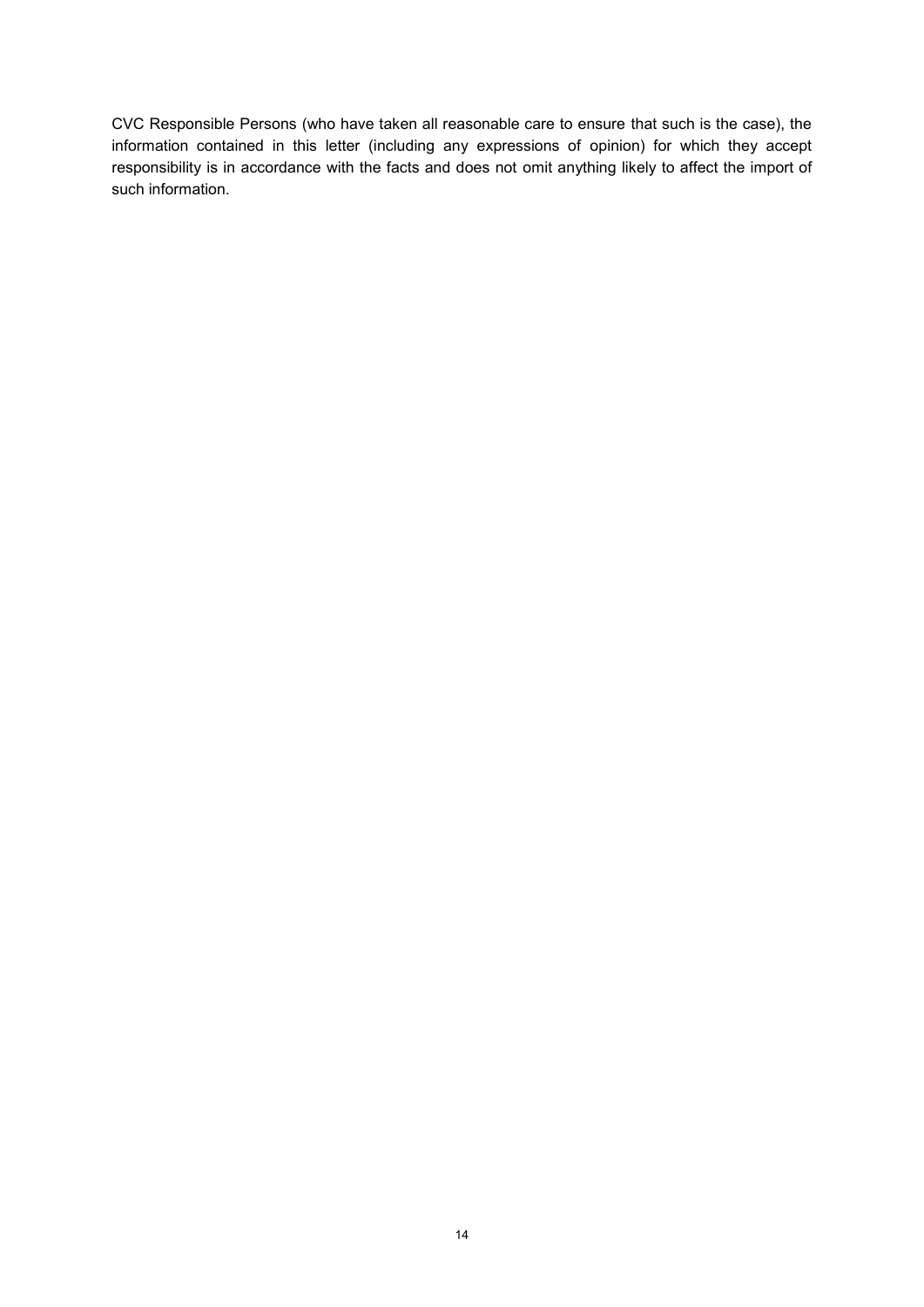CVC Responsible Persons (who have taken all reasonable care to ensure that such is the case), the information contained in this letter (including any expressions of opinion) for which they accept responsibility is in accordance with the facts and does not omit anything likely to affect the import of such information.